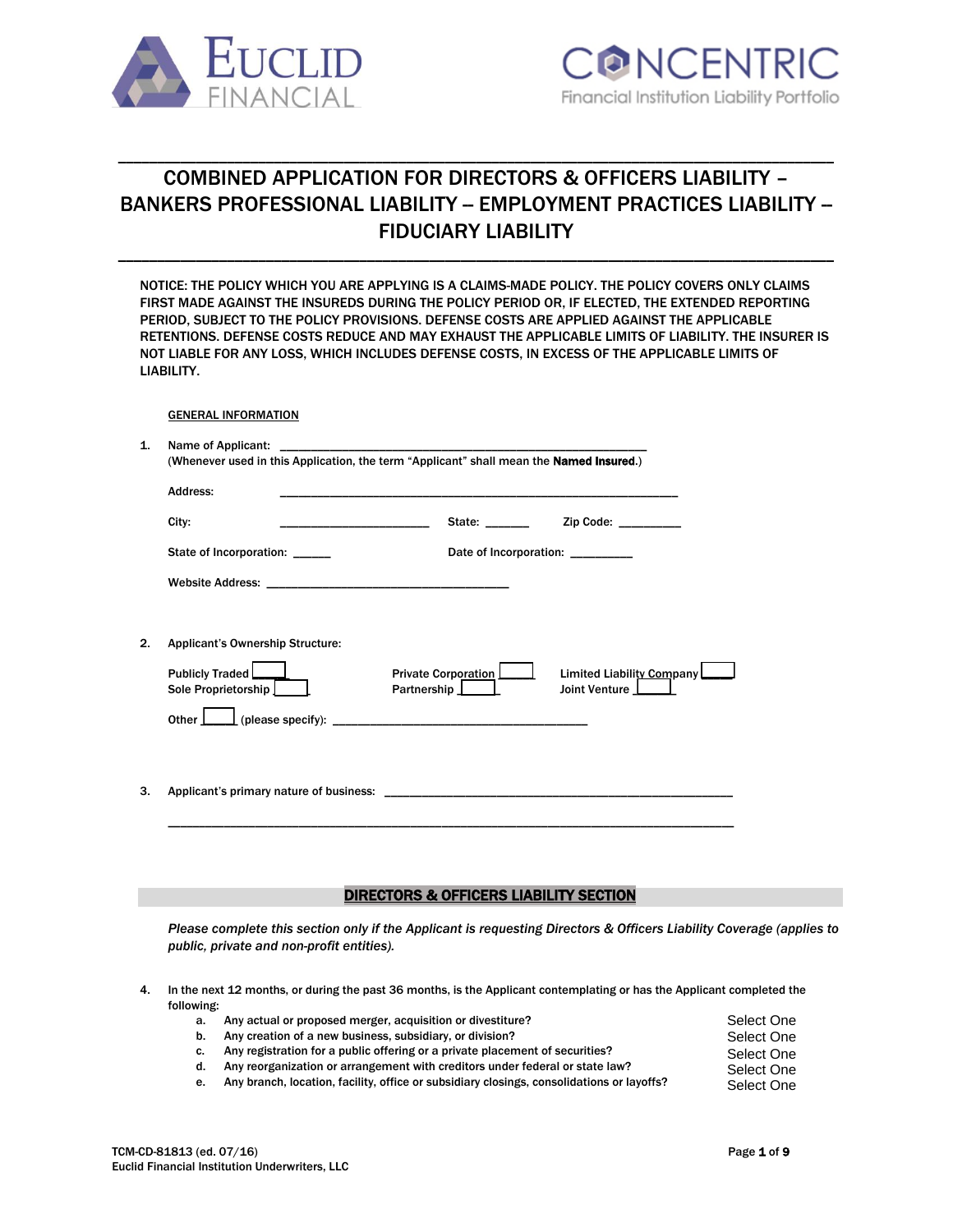EUCLID FINANCIAL

CONCENTRIC
Financial Institution Liability Portfolio

# COMBINED APPLICATION FOR DIRECTORS & OFFICERS LIABILITY – BANKERS PROFESSIONAL LIABILITY – EMPLOYMENT PRACTICES LIABILITY – FIDUCIARY LIABILITY

NOTICE: THE POLICY WHICH YOU ARE APPLYING IS A CLAIMS-MADE POLICY. THE POLICY COVERS ONLY CLAIMS FIRST MADE AGAINST THE INSUREDS DURING THE POLICY PERIOD OR, IF ELECTED, THE EXTENDED REPORTING PERIOD, SUBJECT TO THE POLICY PROVISIONS. DEFENSE COSTS ARE APPLIED AGAINST THE APPLICABLE RETENTIONS. DEFENSE COSTS REDUCE AND MAY EXHAUST THE APPLICABLE LIMITS OF LIABILITY. THE INSURER IS NOT LIABLE FOR ANY LOSS, WHICH INCLUDES DEFENSE COSTS, IN EXCESS OF THE APPLICABLE LIMITS OF LIABILITY.

## GENERAL INFORMATION

1. Name of Applicant: ______________________________________________________
   (Whenever used in this Application, the term "Applicant" shall mean the **Named Insured**.)

   Address: ____________________________________________________________

   City: ______________________ State: ______ Zip Code: _________

   State of Incorporation: ______ Date of Incorporation: _________

   Website Address: ____________________________________

2. Applicant's Ownership Structure:

   Publicly Traded ____ Private Corporation ____ Limited Liability Company ____
   Sole Proprietorship ____ Partnership ____ Joint Venture ____

   Other ____ (please specify): ______________________________________

3. Applicant's primary nature of business: ____________________________________________________

   ____________________________________________________________________________________

## DIRECTORS & OFFICERS LIABILITY SECTION

*Please complete this section only if the Applicant is requesting Directors & Officers Liability Coverage (applies to public, private and non-profit entities).*

4. In the next 12 months, or during the past 36 months, is the Applicant contemplating or has the Applicant completed the following:

   a. Any actual or proposed merger, acquisition or divestiture? Select One
   b. Any creation of a new business, subsidiary, or division? Select One
   c. Any registration for a public offering or a private placement of securities? Select One
   d. Any reorganization or arrangement with creditors under federal or state law? Select One
   e. Any branch, location, facility, office or subsidiary closings, consolidations or layoffs? Select One

TCM-CD-81813 (ed. 07/16)
Euclid Financial Institution Underwriters, LLC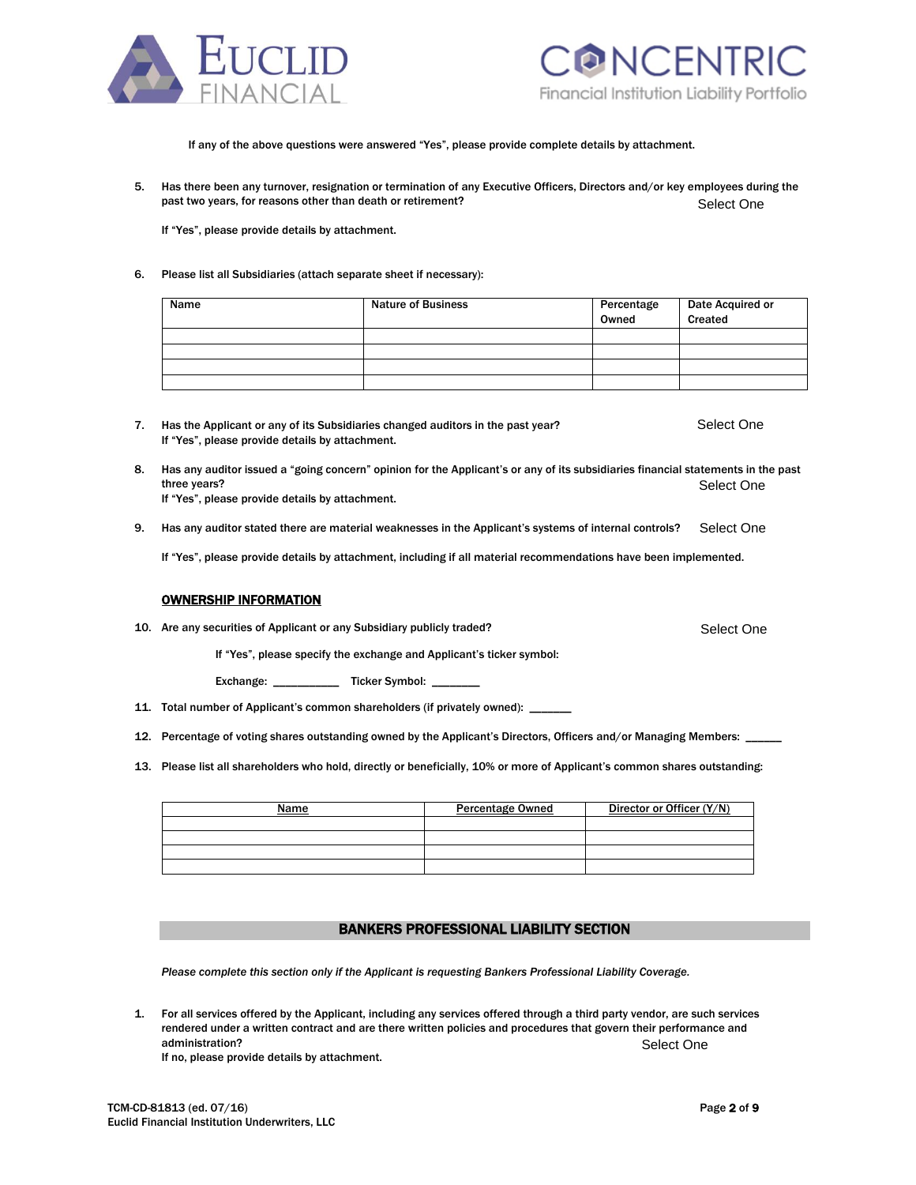If any of the above questions were answered "Yes", please provide complete details by attachment.

5. Has there been any turnover, resignation or termination of any Executive Officers, Directors and/or key employees during the past two years, for reasons other than death or retirement? Select One

   If "Yes", please provide details by attachment.

6. Please list all Subsidiaries (attach separate sheet if necessary):

| Name | Nature of Business | Percentage Owned | Date Acquired or Created |
|---|---|---|---|
| | | | |
| | | | |
| | | | |
| | | | |

7. Has the Applicant or any of its Subsidiaries changed auditors in the past year? Select One
   If "Yes", please provide details by attachment.

8. Has any auditor issued a "going concern" opinion for the Applicant's or any of its subsidiaries financial statements in the past three years? Select One
   If "Yes", please provide details by attachment.

9. Has any auditor stated there are material weaknesses in the Applicant's systems of internal controls? Select One

   If "Yes", please provide details by attachment, including if all material recommendations have been implemented.

**OWNERSHIP INFORMATION**

10. Are any securities of Applicant or any Subsidiary publicly traded? Select One

    If "Yes", please specify the exchange and Applicant's ticker symbol:

    Exchange: __________ Ticker Symbol: _______

11. Total number of Applicant's common shareholders (if privately owned): ______

12. Percentage of voting shares outstanding owned by the Applicant's Directors, Officers and/or Managing Members: ______

13. Please list all shareholders who hold, directly or beneficially, 10% or more of Applicant's common shares outstanding:

| Name | Percentage Owned | Director or Officer (Y/N) |
|---|---|---|
| | | |
| | | |
| | | |
| | | |

## BANKERS PROFESSIONAL LIABILITY SECTION

*Please complete this section only if the Applicant is requesting Bankers Professional Liability Coverage.*

1. For all services offered by the Applicant, including any services offered through a third party vendor, are such services rendered under a written contract and are there written policies and procedures that govern their performance and administration? Select One
   If no, please provide details by attachment.

TCM-CD-81813 (ed. 07/16)
Euclid Financial Institution Underwriters, LLC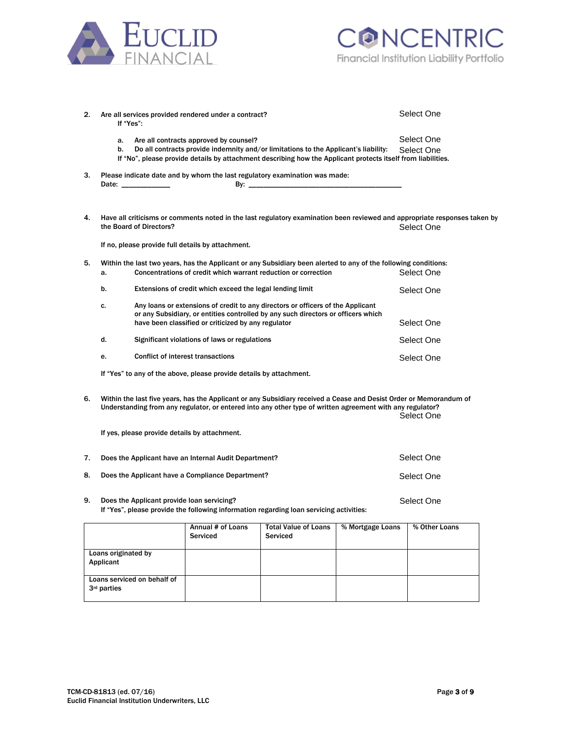2. Are all services provided rendered under a contract? Select One

   If "Yes":

   a. Are all contracts approved by counsel? Select One

   b. Do all contracts provide indemnity and/or limitations to the Applicant's liability: Select One

   If "No", please provide details by attachment describing how the Applicant protects itself from liabilities.

3. Please indicate date and by whom the last regulatory examination was made:

   Date: ____________ By: ________________________________________

4. Have all criticisms or comments noted in the last regulatory examination been reviewed and appropriate responses taken by the Board of Directors? Select One

   If no, please provide full details by attachment.

5. Within the last two years, has the Applicant or any Subsidiary been alerted to any of the following conditions:

   a. Concentrations of credit which warrant reduction or correction Select One

   b. Extensions of credit which exceed the legal lending limit Select One

   c. Any loans or extensions of credit to any directors or officers of the Applicant or any Subsidiary, or entities controlled by any such directors or officers which have been classified or criticized by any regulator Select One

   d. Significant violations of laws or regulations Select One

   e. Conflict of interest transactions Select One

   If "Yes" to any of the above, please provide details by attachment.

6. Within the last five years, has the Applicant or any Subsidiary received a Cease and Desist Order or Memorandum of Understanding from any regulator, or entered into any other type of written agreement with any regulator? Select One

   If yes, please provide details by attachment.

7. Does the Applicant have an Internal Audit Department? Select One

8. Does the Applicant have a Compliance Department? Select One

9. Does the Applicant provide loan servicing? Select One

   If "Yes", please provide the following information regarding loan servicing activities:

| | Annual # of Loans Serviced | Total Value of Loans Serviced | % Mortgage Loans | % Other Loans |
|---|---|---|---|---|
| Loans originated by Applicant | | | | |
| Loans serviced on behalf of 3rd parties | | | | |

TCM-CD-81813 (ed. 07/16)
Euclid Financial Institution Underwriters, LLC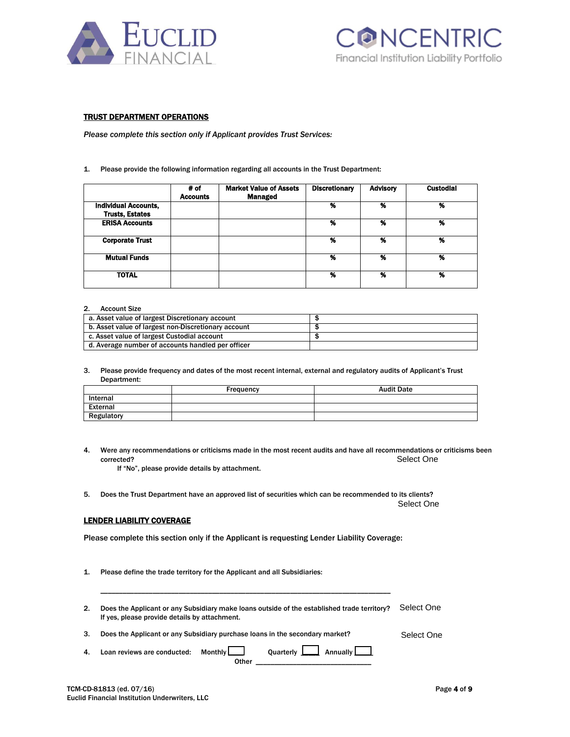## TRUST DEPARTMENT OPERATIONS

*Please complete this section only if Applicant provides Trust Services:*

1. Please provide the following information regarding all accounts in the Trust Department:

| | # of Accounts | Market Value of Assets Managed | Discretionary | Advisory | Custodial |
|---|---|---|---|---|---|
| Individual Accounts, Trusts, Estates | | | % | % | % |
| ERISA Accounts | | | % | % | % |
| Corporate Trust | | | % | % | % |
| Mutual Funds | | | % | % | % |
| TOTAL | | | % | % | % |

2. Account Size

| | |
|---|---|
| a. Asset value of largest Discretionary account | $ |
| b. Asset value of largest non-Discretionary account | $ |
| c. Asset value of largest Custodial account | $ |
| d. Average number of accounts handled per officer | |

3. Please provide frequency and dates of the most recent internal, external and regulatory audits of Applicant's Trust Department:

| | Frequency | Audit Date |
|---|---|---|
| Internal | | |
| External | | |
| Regulatory | | |

4. Were any recommendations or criticisms made in the most recent audits and have all recommendations or criticisms been corrected? Select One
   If "No", please provide details by attachment.

5. Does the Trust Department have an approved list of securities which can be recommended to its clients? Select One

## LENDER LIABILITY COVERAGE

Please complete this section only if the Applicant is requesting Lender Liability Coverage:

1. Please define the trade territory for the Applicant and all Subsidiaries:

   ______________________________________________________________________

2. Does the Applicant or any Subsidiary make loans outside of the established trade territory? Select One
   If yes, please provide details by attachment.

3. Does the Applicant or any Subsidiary purchase loans in the secondary market? Select One

4. Loan reviews are conducted: Monthly ☐ Quarterly ☐ Annually ☐
   Other ______________________________

TCM-CD-81813 (ed. 07/16)
Euclid Financial Institution Underwriters, LLC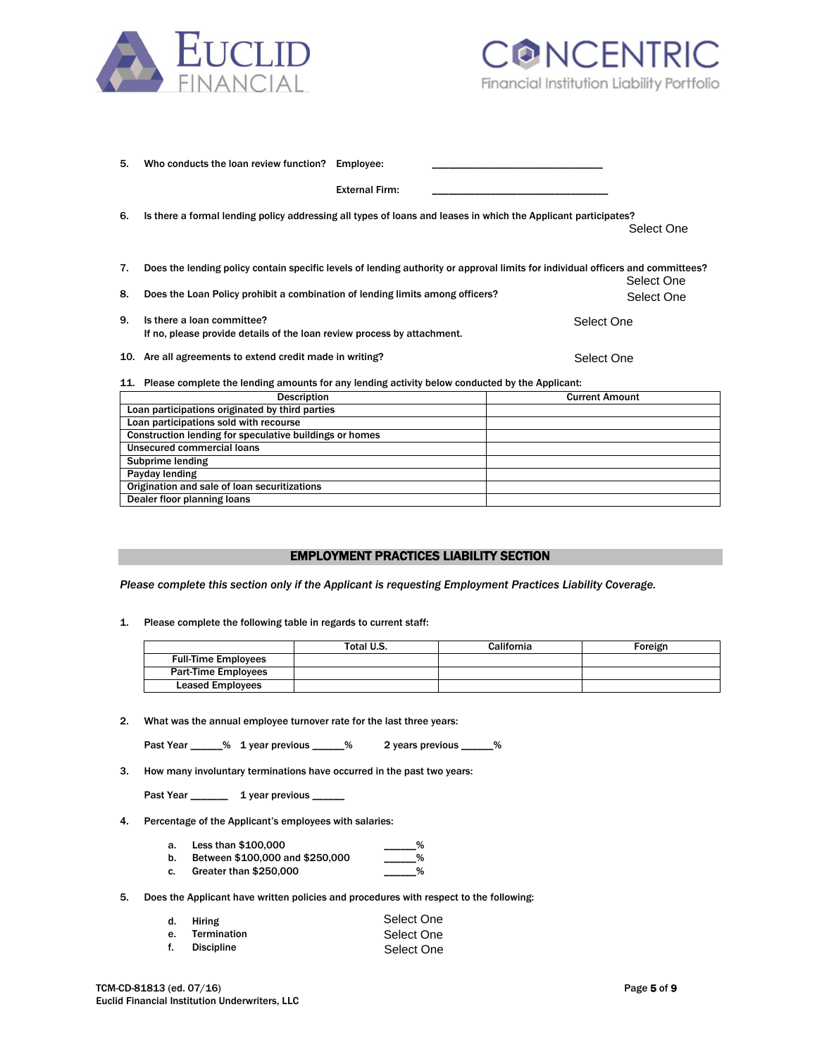5. Who conducts the loan review function? Employee: _______________________________

   External Firm: ________________________________

6. Is there a formal lending policy addressing all types of loans and leases in which the Applicant participates?
   Select One

7. Does the lending policy contain specific levels of lending authority or approval limits for individual officers and committees?
   Select One

8. Does the Loan Policy prohibit a combination of lending limits among officers? Select One

9. Is there a loan committee? Select One
   If no, please provide details of the loan review process by attachment.

10. Are all agreements to extend credit made in writing? Select One

11. Please complete the lending amounts for any lending activity below conducted by the Applicant:

| Description | Current Amount |
|---|---|
| Loan participations originated by third parties | |
| Loan participations sold with recourse | |
| Construction lending for speculative buildings or homes | |
| Unsecured commercial loans | |
| Subprime lending | |
| Payday lending | |
| Origination and sale of loan securitizations | |
| Dealer floor planning loans | |

## EMPLOYMENT PRACTICES LIABILITY SECTION

*Please complete this section only if the Applicant is requesting Employment Practices Liability Coverage.*

1. Please complete the following table in regards to current staff:

| | Total U.S. | California | Foreign |
|---|---|---|---|
| Full-Time Employees | | | |
| Part-Time Employees | | | |
| Leased Employees | | | |

2. What was the annual employee turnover rate for the last three years:

   Past Year _____% 1 year previous _____% 2 years previous _____%

3. How many involuntary terminations have occurred in the past two years:

   Past Year ______ 1 year previous _____

4. Percentage of the Applicant's employees with salaries:

   a. Less than $100,000 _____%
   b. Between $100,000 and $250,000 _____%
   c. Greater than $250,000 _____%

5. Does the Applicant have written policies and procedures with respect to the following:

   d. Hiring Select One
   e. Termination Select One
   f. Discipline Select One

TCM-CD-81813 (ed. 07/16)
Euclid Financial Institution Underwriters, LLC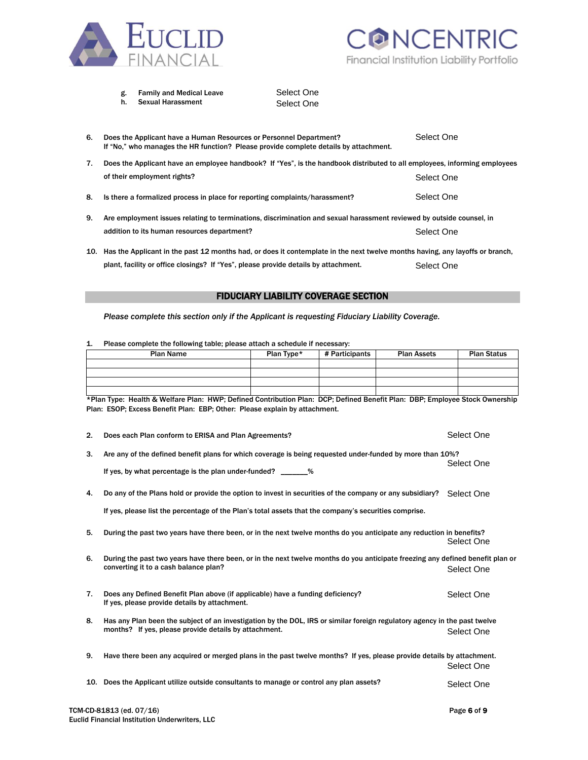g. **Family and Medical Leave** Select One
h. **Sexual Harassment** Select One

6. **Does the Applicant have a Human Resources or Personnel Department?** Select One
   **If "No," who manages the HR function? Please provide complete details by attachment.**

7. **Does the Applicant have an employee handbook? If "Yes", is the handbook distributed to all employees, informing employees of their employment rights?** Select One

8. **Is there a formalized process in place for reporting complaints/harassment?** Select One

9. **Are employment issues relating to terminations, discrimination and sexual harassment reviewed by outside counsel, in addition to its human resources department?** Select One

10. **Has the Applicant in the past 12 months had, or does it contemplate in the next twelve months having, any layoffs or branch, plant, facility or office closings? If "Yes", please provide details by attachment.** Select One

## FIDUCIARY LIABILITY COVERAGE SECTION

***Please complete this section only if the Applicant is requesting Fiduciary Liability Coverage.***

1. **Please complete the following table; please attach a schedule if necessary:**

| Plan Name | Plan Type* | # Participants | Plan Assets | Plan Status |
|---|---|---|---|---|
| | | | | |
| | | | | |
| | | | | |
| | | | | |

**\*Plan Type: Health & Welfare Plan: HWP; Defined Contribution Plan: DCP; Defined Benefit Plan: DBP; Employee Stock Ownership Plan: ESOP; Excess Benefit Plan: EBP; Other: Please explain by attachment.**

2. **Does each Plan conform to ERISA and Plan Agreements?** Select One

3. **Are any of the defined benefit plans for which coverage is being requested under-funded by more than 10%?** Select One
   **If yes, by what percentage is the plan under-funded? _______%**

4. **Do any of the Plans hold or provide the option to invest in securities of the company or any subsidiary?** Select One
   **If yes, please list the percentage of the Plan's total assets that the company's securities comprise.**

5. **During the past two years have there been, or in the next twelve months do you anticipate any reduction in benefits?** Select One

6. **During the past two years have there been, or in the next twelve months do you anticipate freezing any defined benefit plan or converting it to a cash balance plan?** Select One

7. **Does any Defined Benefit Plan above (if applicable) have a funding deficiency?** Select One
   **If yes, please provide details by attachment.**

8. **Has any Plan been the subject of an investigation by the DOL, IRS or similar foreign regulatory agency in the past twelve months? If yes, please provide details by attachment.** Select One

9. **Have there been any acquired or merged plans in the past twelve months? If yes, please provide details by attachment.** Select One

10. **Does the Applicant utilize outside consultants to manage or control any plan assets?** Select One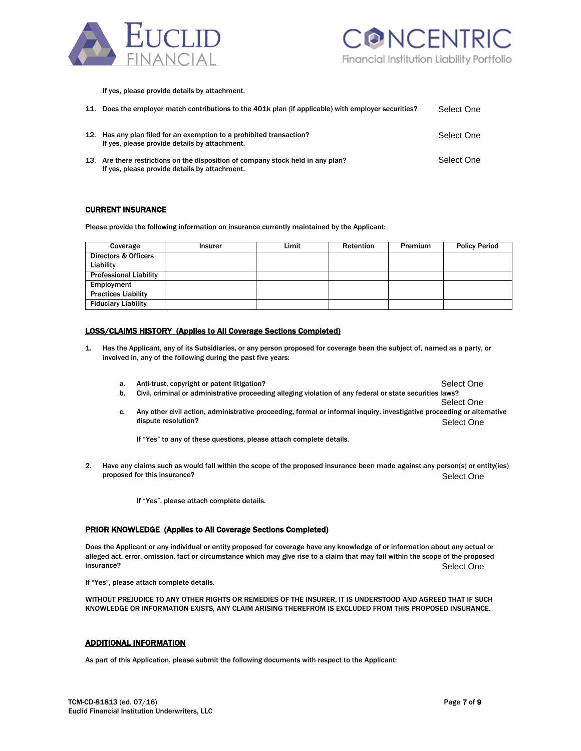If yes, please provide details by attachment.

11. Does the employer match contributions to the 401k plan (if applicable) with employer securities? Select One

12. Has any plan filed for an exemption to a prohibited transaction? Select One
    If yes, please provide details by attachment.

13. Are there restrictions on the disposition of company stock held in any plan? Select One
    If yes, please provide details by attachment.

## CURRENT INSURANCE

Please provide the following information on insurance currently maintained by the Applicant:

| Coverage | Insurer | Limit | Retention | Premium | Policy Period |
|---|---|---|---|---|---|
| Directors & Officers Liability | | | | | |
| Professional Liability | | | | | |
| Employment Practices Liability | | | | | |
| Fiduciary Liability | | | | | |

## LOSS/CLAIMS HISTORY (Applies to All Coverage Sections Completed)

1. Has the Applicant, any of its Subsidiaries, or any person proposed for coverage been the subject of, named as a party, or involved in, any of the following during the past five years:

   a. Anti-trust, copyright or patent litigation? Select One
   
   b. Civil, criminal or administrative proceeding alleging violation of any federal or state securities laws? Select One
   
   c. Any other civil action, administrative proceeding, formal or informal inquiry, investigative proceeding or alternative dispute resolution? Select One

   If "Yes" to any of these questions, please attach complete details.

2. Have any claims such as would fall within the scope of the proposed insurance been made against any person(s) or entity(ies) proposed for this insurance? Select One

   If "Yes", please attach complete details.

## PRIOR KNOWLEDGE (Applies to All Coverage Sections Completed)

Does the Applicant or any individual or entity proposed for coverage have any knowledge of or information about any actual or alleged act, error, omission, fact or circumstance which may give rise to a claim that may fall within the scope of the proposed insurance? Select One

If "Yes", please attach complete details.

WITHOUT PREJUDICE TO ANY OTHER RIGHTS OR REMEDIES OF THE INSURER, IT IS UNDERSTOOD AND AGREED THAT IF SUCH KNOWLEDGE OR INFORMATION EXISTS, ANY CLAIM ARISING THEREFROM IS EXCLUDED FROM THIS PROPOSED INSURANCE.

## ADDITIONAL INFORMATION

As part of this Application, please submit the following documents with respect to the Applicant: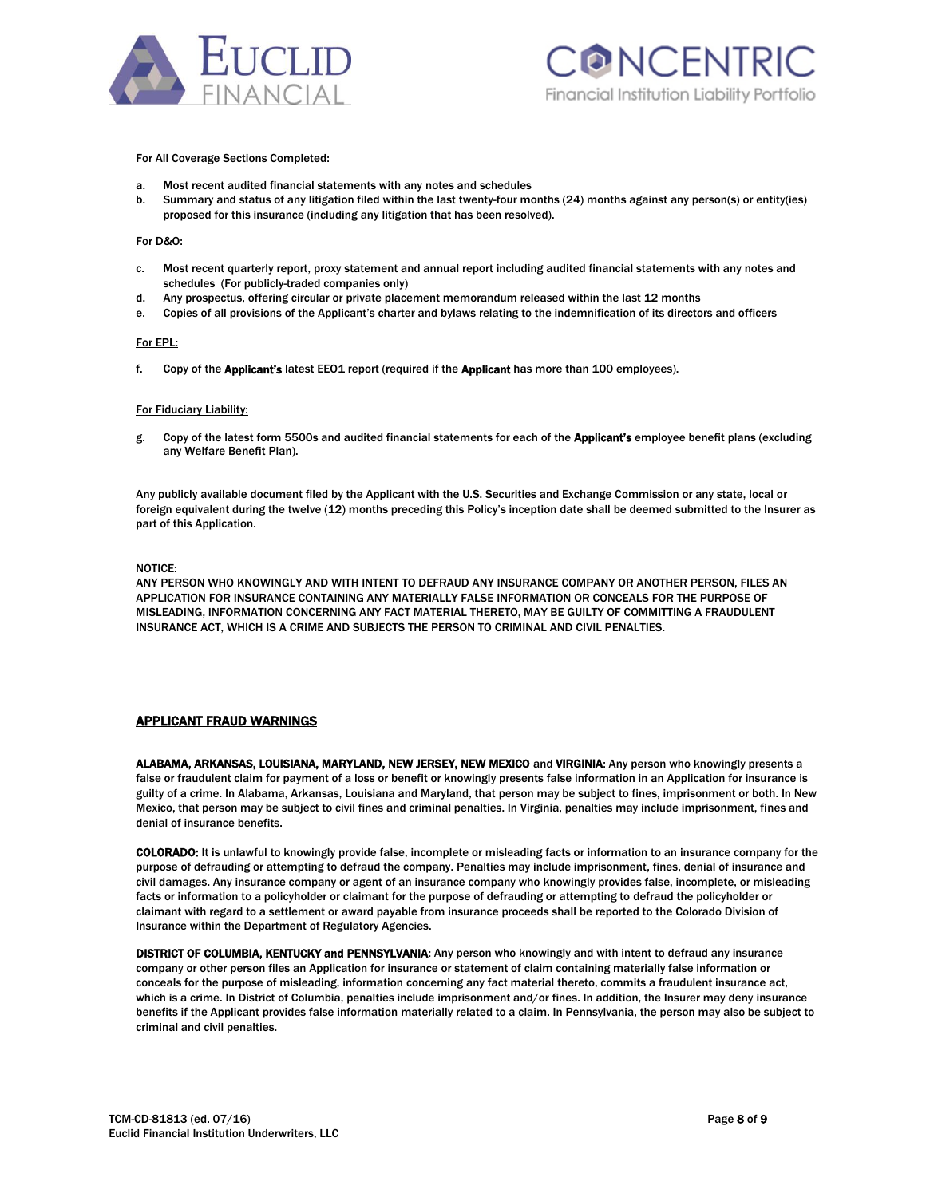For All Coverage Sections Completed:

a. Most recent audited financial statements with any notes and schedules
b. Summary and status of any litigation filed within the last twenty-four months (24) months against any person(s) or entity(ies) proposed for this insurance (including any litigation that has been resolved).

For D&O:

c. Most recent quarterly report, proxy statement and annual report including audited financial statements with any notes and schedules (For publicly-traded companies only)
d. Any prospectus, offering circular or private placement memorandum released within the last 12 months
e. Copies of all provisions of the Applicant's charter and bylaws relating to the indemnification of its directors and officers

For EPL:

f. Copy of the **Applicant's** latest EEO1 report (required if the **Applicant** has more than 100 employees).

For Fiduciary Liability:

g. Copy of the latest form 5500s and audited financial statements for each of the **Applicant's** employee benefit plans (excluding any Welfare Benefit Plan).

Any publicly available document filed by the Applicant with the U.S. Securities and Exchange Commission or any state, local or foreign equivalent during the twelve (12) months preceding this Policy's inception date shall be deemed submitted to the Insurer as part of this Application.

NOTICE:
ANY PERSON WHO KNOWINGLY AND WITH INTENT TO DEFRAUD ANY INSURANCE COMPANY OR ANOTHER PERSON, FILES AN APPLICATION FOR INSURANCE CONTAINING ANY MATERIALLY FALSE INFORMATION OR CONCEALS FOR THE PURPOSE OF MISLEADING, INFORMATION CONCERNING ANY FACT MATERIAL THERETO, MAY BE GUILTY OF COMMITTING A FRAUDULENT INSURANCE ACT, WHICH IS A CRIME AND SUBJECTS THE PERSON TO CRIMINAL AND CIVIL PENALTIES.

## APPLICANT FRAUD WARNINGS

**ALABAMA, ARKANSAS, LOUISIANA, MARYLAND, NEW JERSEY, NEW MEXICO** and **VIRGINIA**: Any person who knowingly presents a false or fraudulent claim for payment of a loss or benefit or knowingly presents false information in an Application for insurance is guilty of a crime. In Alabama, Arkansas, Louisiana and Maryland, that person may be subject to fines, imprisonment or both. In New Mexico, that person may be subject to civil fines and criminal penalties. In Virginia, penalties may include imprisonment, fines and denial of insurance benefits.

**COLORADO:** It is unlawful to knowingly provide false, incomplete or misleading facts or information to an insurance company for the purpose of defrauding or attempting to defraud the company. Penalties may include imprisonment, fines, denial of insurance and civil damages. Any insurance company or agent of an insurance company who knowingly provides false, incomplete, or misleading facts or information to a policyholder or claimant for the purpose of defrauding or attempting to defraud the policyholder or claimant with regard to a settlement or award payable from insurance proceeds shall be reported to the Colorado Division of Insurance within the Department of Regulatory Agencies.

**DISTRICT OF COLUMBIA, KENTUCKY and PENNSYLVANIA**: Any person who knowingly and with intent to defraud any insurance company or other person files an Application for insurance or statement of claim containing materially false information or conceals for the purpose of misleading, information concerning any fact material thereto, commits a fraudulent insurance act, which is a crime. In District of Columbia, penalties include imprisonment and/or fines. In addition, the Insurer may deny insurance benefits if the Applicant provides false information materially related to a claim. In Pennsylvania, the person may also be subject to criminal and civil penalties.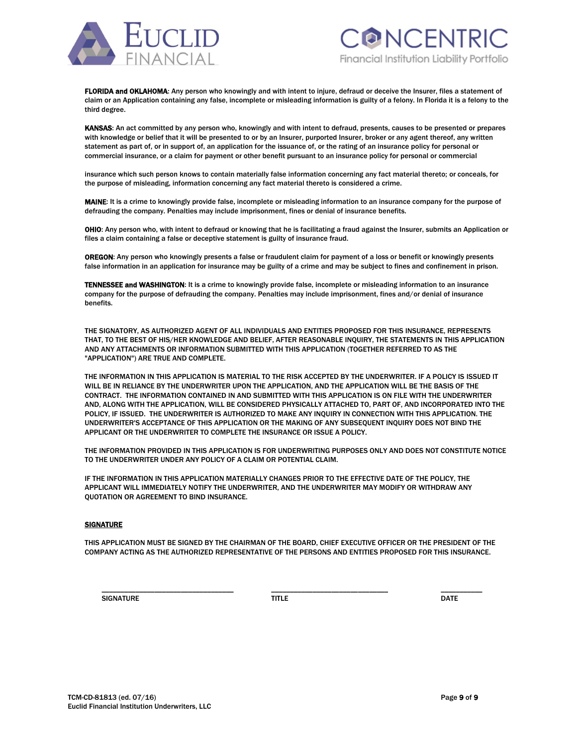**FLORIDA and OKLAHOMA**: Any person who knowingly and with intent to injure, defraud or deceive the Insurer, files a statement of claim or an Application containing any false, incomplete or misleading information is guilty of a felony. In Florida it is a felony to the third degree.

**KANSAS**: An act committed by any person who, knowingly and with intent to defraud, presents, causes to be presented or prepares with knowledge or belief that it will be presented to or by an Insurer, purported Insurer, broker or any agent thereof, any written statement as part of, or in support of, an application for the issuance of, or the rating of an insurance policy for personal or commercial insurance, or a claim for payment or other benefit pursuant to an insurance policy for personal or commercial insurance which such person knows to contain materially false information concerning any fact material thereto; or conceals, for the purpose of misleading, information concerning any fact material thereto is considered a crime.

**MAINE**: It is a crime to knowingly provide false, incomplete or misleading information to an insurance company for the purpose of defrauding the company. Penalties may include imprisonment, fines or denial of insurance benefits.

**OHIO**: Any person who, with intent to defraud or knowing that he is facilitating a fraud against the Insurer, submits an Application or files a claim containing a false or deceptive statement is guilty of insurance fraud.

**OREGON**: Any person who knowingly presents a false or fraudulent claim for payment of a loss or benefit or knowingly presents false information in an application for insurance may be guilty of a crime and may be subject to fines and confinement in prison.

**TENNESSEE and WASHINGTON**: It is a crime to knowingly provide false, incomplete or misleading information to an insurance company for the purpose of defrauding the company. Penalties may include imprisonment, fines and/or denial of insurance benefits.

THE SIGNATORY, AS AUTHORIZED AGENT OF ALL INDIVIDUALS AND ENTITIES PROPOSED FOR THIS INSURANCE, REPRESENTS THAT, TO THE BEST OF HIS/HER KNOWLEDGE AND BELIEF, AFTER REASONABLE INQUIRY, THE STATEMENTS IN THIS APPLICATION AND ANY ATTACHMENTS OR INFORMATION SUBMITTED WITH THIS APPLICATION (TOGETHER REFERRED TO AS THE "APPLICATION") ARE TRUE AND COMPLETE.

THE INFORMATION IN THIS APPLICATION IS MATERIAL TO THE RISK ACCEPTED BY THE UNDERWRITER. IF A POLICY IS ISSUED IT WILL BE IN RELIANCE BY THE UNDERWRITER UPON THE APPLICATION, AND THE APPLICATION WILL BE THE BASIS OF THE CONTRACT. THE INFORMATION CONTAINED IN AND SUBMITTED WITH THIS APPLICATION IS ON FILE WITH THE UNDERWRITER AND, ALONG WITH THE APPLICATION, WILL BE CONSIDERED PHYSICALLY ATTACHED TO, PART OF, AND INCORPORATED INTO THE POLICY, IF ISSUED. THE UNDERWRITER IS AUTHORIZED TO MAKE ANY INQUIRY IN CONNECTION WITH THIS APPLICATION. THE UNDERWRITER'S ACCEPTANCE OF THIS APPLICATION OR THE MAKING OF ANY SUBSEQUENT INQUIRY DOES NOT BIND THE APPLICANT OR THE UNDERWRITER TO COMPLETE THE INSURANCE OR ISSUE A POLICY.

THE INFORMATION PROVIDED IN THIS APPLICATION IS FOR UNDERWRITING PURPOSES ONLY AND DOES NOT CONSTITUTE NOTICE TO THE UNDERWRITER UNDER ANY POLICY OF A CLAIM OR POTENTIAL CLAIM.

IF THE INFORMATION IN THIS APPLICATION MATERIALLY CHANGES PRIOR TO THE EFFECTIVE DATE OF THE POLICY, THE APPLICANT WILL IMMEDIATELY NOTIFY THE UNDERWRITER, AND THE UNDERWRITER MAY MODIFY OR WITHDRAW ANY QUOTATION OR AGREEMENT TO BIND INSURANCE.

**SIGNATURE**

THIS APPLICATION MUST BE SIGNED BY THE CHAIRMAN OF THE BOARD, CHIEF EXECUTIVE OFFICER OR THE PRESIDENT OF THE COMPANY ACTING AS THE AUTHORIZED REPRESENTATIVE OF THE PERSONS AND ENTITIES PROPOSED FOR THIS INSURANCE.

| | | |
|---|---|---|
| ______________________________ | ___________________________ | __________ |
| SIGNATURE | TITLE | DATE |

TCM-CD-81813 (ed. 07/16)
Euclid Financial Institution Underwriters, LLC